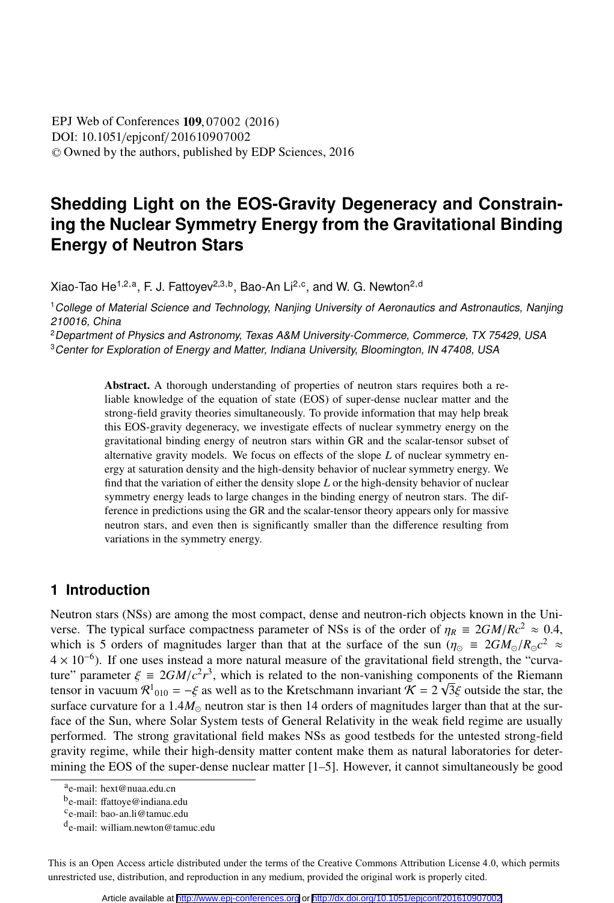# Shedding Light on the EOS-Gravity Degeneracy and Constraining the Nuclear Symmetry Energy from the Gravitational Binding Energy of Neutron Stars

Xiao-Tao He[1,2,a], F. J. Fattoyev[2,3,b], Bao-An Li[2,c], and W. G. Newton[2,d]

[1]*College of Material Science and Technology, Nanjing University of Aeronautics and Astronautics, Nanjing 210016, China*

[2]*Department of Physics and Astronomy, Texas A&M University-Commerce, Commerce, TX 75429, USA*

[3]*Center for Exploration of Energy and Matter, Indiana University, Bloomington, IN 47408, USA*

**Abstract.** A thorough understanding of properties of neutron stars requires both a reliable knowledge of the equation of state (EOS) of super-dense nuclear matter and the strong-field gravity theories simultaneously. To provide information that may help break this EOS-gravity degeneracy, we investigate effects of nuclear symmetry energy on the gravitational binding energy of neutron stars within GR and the scalar-tensor subset of alternative gravity models. We focus on effects of the slope $L$ of nuclear symmetry energy at saturation density and the high-density behavior of nuclear symmetry energy. We find that the variation of either the density slope $L$ or the high-density behavior of nuclear symmetry energy leads to large changes in the binding energy of neutron stars. The difference in predictions using the GR and the scalar-tensor theory appears only for massive neutron stars, and even then is significantly smaller than the difference resulting from variations in the symmetry energy.

## 1 Introduction

Neutron stars (NSs) are among the most compact, dense and neutron-rich objects known in the Universe. The typical surface compactness parameter of NSs is of the order of $\eta_R \equiv 2GM/Rc^2 \approx 0.4$, which is 5 orders of magnitudes larger than that at the surface of the sun ($\eta_\odot \equiv 2GM_\odot/R_\odot c^2 \approx 4 \times 10^{-6}$). If one uses instead a more natural measure of the gravitational field strength, the "curvature" parameter $\xi \equiv 2GM/c^2r^3$, which is related to the non-vanishing components of the Riemann tensor in vacuum $\mathcal{R}^1{}_{010} = -\xi$ as well as to the Kretschmann invariant $\mathcal{K} = 2\sqrt{3}\xi$ outside the star, the surface curvature for a $1.4M_\odot$ neutron star is then 14 orders of magnitudes larger than that at the surface of the Sun, where Solar System tests of General Relativity in the weak field regime are usually performed. The strong gravitational field makes NSs as good testbeds for the untested strong-field gravity regime, while their high-density matter content make them as natural laboratories for determining the EOS of the super-dense nuclear matter [1–5]. However, it cannot simultaneously be good

[a]e-mail: hext@nuaa.edu.cn

[b]e-mail: ffattoye@indiana.edu

[c]e-mail: bao-an.li@tamuc.edu

[d]e-mail: william.newton@tamuc.edu

This is an Open Access article distributed under the terms of the Creative Commons Attribution License 4.0, which permits unrestricted use, distribution, and reproduction in any medium, provided the original work is properly cited.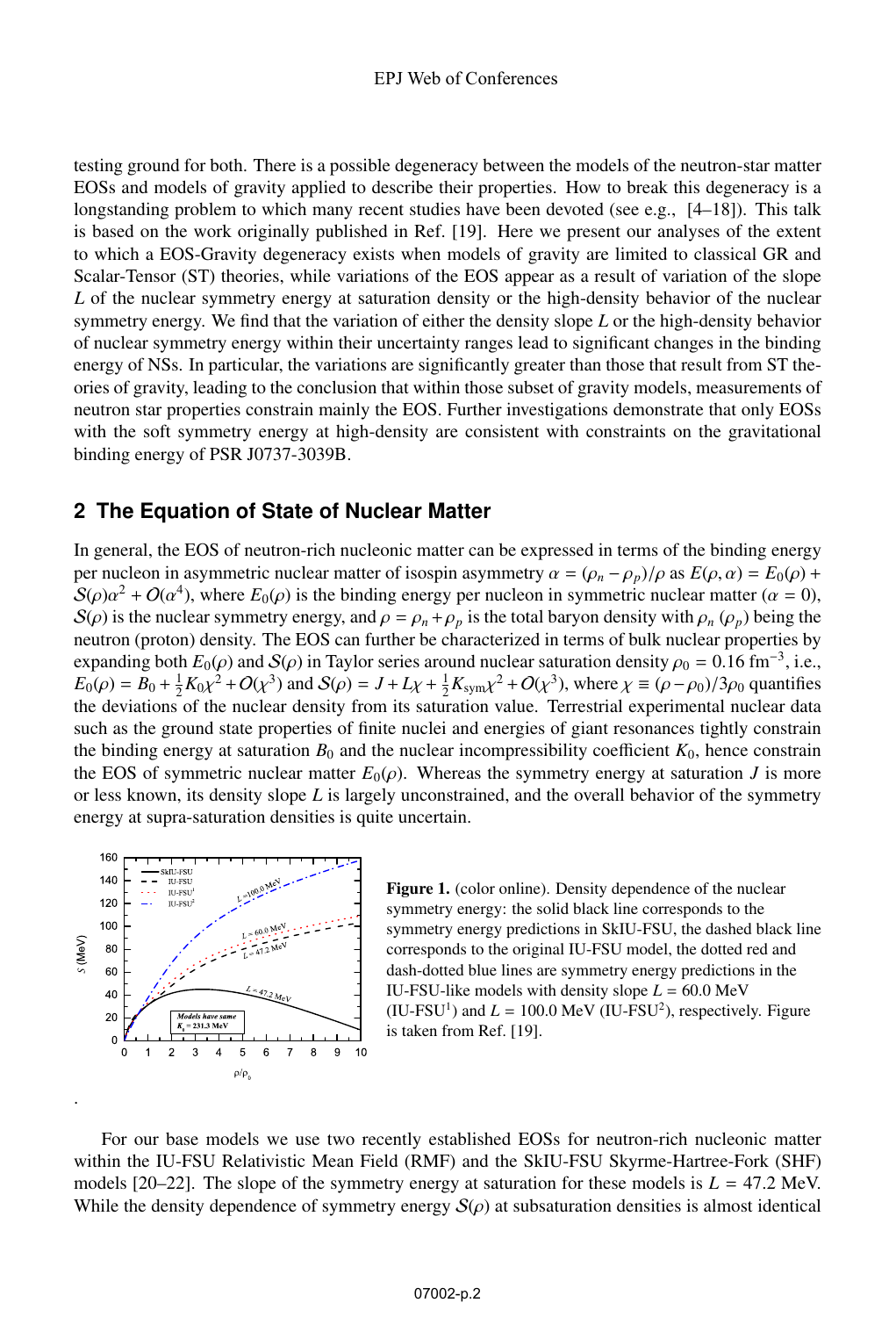testing ground for both. There is a possible degeneracy between the models of the neutron-star matter EOSs and models of gravity applied to describe their properties. How to break this degeneracy is a longstanding problem to which many recent studies have been devoted (see e.g., [4–18]). This talk is based on the work originally published in Ref. [19]. Here we present our analyses of the extent to which a EOS-Gravity degeneracy exists when models of gravity are limited to classical GR and Scalar-Tensor (ST) theories, while variations of the EOS appear as a result of variation of the slope $L$ of the nuclear symmetry energy at saturation density or the high-density behavior of the nuclear symmetry energy. We find that the variation of either the density slope $L$ or the high-density behavior of nuclear symmetry energy within their uncertainty ranges lead to significant changes in the binding energy of NSs. In particular, the variations are significantly greater than those that result from ST theories of gravity, leading to the conclusion that within those subset of gravity models, measurements of neutron star properties constrain mainly the EOS. Further investigations demonstrate that only EOSs with the soft symmetry energy at high-density are consistent with constraints on the gravitational binding energy of PSR J0737-3039B.

## 2 The Equation of State of Nuclear Matter

In general, the EOS of neutron-rich nucleonic matter can be expressed in terms of the binding energy per nucleon in asymmetric nuclear matter of isospin asymmetry $\alpha = (\rho_n - \rho_p)/\rho$ as $E(\rho, \alpha) = E_0(\rho) + \mathcal{S}(\rho)\alpha^2 + O(\alpha^4)$, where $E_0(\rho)$ is the binding energy per nucleon in symmetric nuclear matter ($\alpha = 0$), $\mathcal{S}(\rho)$ is the nuclear symmetry energy, and $\rho = \rho_n + \rho_p$ is the total baryon density with $\rho_n$ ($\rho_p$) being the neutron (proton) density. The EOS can further be characterized in terms of bulk nuclear properties by expanding both $E_0(\rho)$ and $\mathcal{S}(\rho)$ in Taylor series around nuclear saturation density $\rho_0 = 0.16$ fm$^{-3}$, i.e., $E_0(\rho) = B_0 + \frac{1}{2}K_0\chi^2 + O(\chi^3)$ and $\mathcal{S}(\rho) = J + L\chi + \frac{1}{2}K_{\rm sym}\chi^2 + O(\chi^3)$, where $\chi \equiv (\rho - \rho_0)/3\rho_0$ quantifies the deviations of the nuclear density from its saturation value. Terrestrial experimental nuclear data such as the ground state properties of finite nuclei and energies of giant resonances tightly constrain the binding energy at saturation $B_0$ and the nuclear incompressibility coefficient $K_0$, hence constrain the EOS of symmetric nuclear matter $E_0(\rho)$. Whereas the symmetry energy at saturation $J$ is more or less known, its density slope $L$ is largely unconstrained, and the overall behavior of the symmetry energy at supra-saturation densities is quite uncertain.

**Figure 1.** (color online). Density dependence of the nuclear symmetry energy: the solid black line corresponds to the symmetry energy predictions in SkIU-FSU, the dashed black line corresponds to the original IU-FSU model, the dotted red and dash-dotted blue lines are symmetry energy predictions in the IU-FSU-like models with density slope $L = 60.0$ MeV (IU-FSU[1]) and $L = 100.0$ MeV (IU-FSU[2]), respectively. Figure is taken from Ref. [19].

For our base models we use two recently established EOSs for neutron-rich nucleonic matter within the IU-FSU Relativistic Mean Field (RMF) and the SkIU-FSU Skyrme-Hartree-Fork (SHF) models [20–22]. The slope of the symmetry energy at saturation for these models is $L = 47.2$ MeV. While the density dependence of symmetry energy $\mathcal{S}(\rho)$ at subsaturation densities is almost identical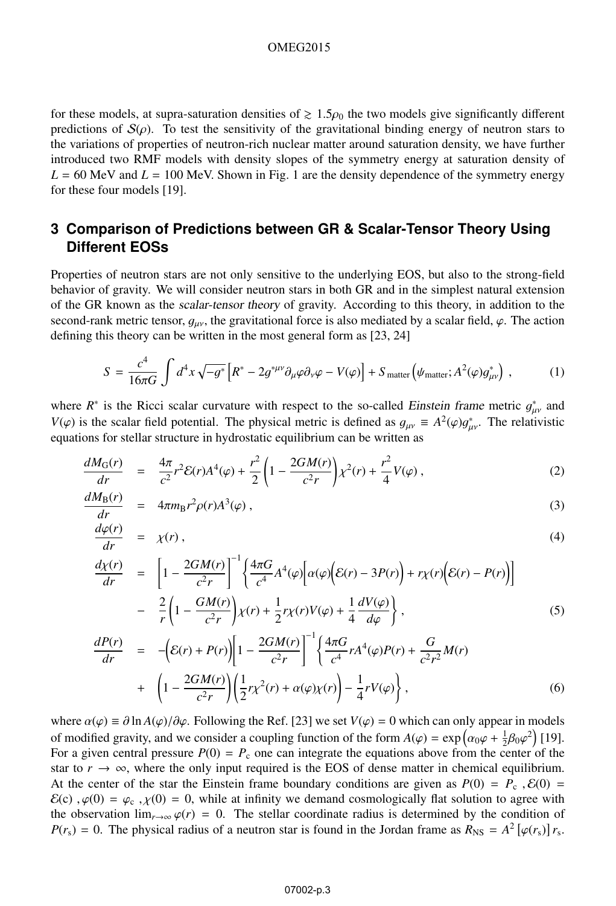for these models, at supra-saturation densities of $\gtrsim 1.5\rho_0$ the two models give significantly different predictions of $\mathcal{S}(\rho)$. To test the sensitivity of the gravitational binding energy of neutron stars to the variations of properties of neutron-rich nuclear matter around saturation density, we have further introduced two RMF models with density slopes of the symmetry energy at saturation density of $L = 60$ MeV and $L = 100$ MeV. Shown in Fig. 1 are the density dependence of the symmetry energy for these four models [19].

## 3 Comparison of Predictions between GR & Scalar-Tensor Theory Using Different EOSs

Properties of neutron stars are not only sensitive to the underlying EOS, but also to the strong-field behavior of gravity. We will consider neutron stars in both GR and in the simplest natural extension of the GR known as the *scalar-tensor theory* of gravity. According to this theory, in addition to the second-rank metric tensor, $g_{\mu\nu}$, the gravitational force is also mediated by a scalar field, $\varphi$. The action defining this theory can be written in the most general form as [23, 24]

$$S = \frac{c^4}{16\pi G}\int d^4x\sqrt{-g^*}\Big[R^* - 2g^{*\mu\nu}\partial_\mu\varphi\partial_\nu\varphi - V(\varphi)\Big] + S_{\rm matter}\Big(\psi_{\rm matter}; A^2(\varphi)g^*_{\mu\nu}\Big)\ , \tag{1}$$

where $R^*$ is the Ricci scalar curvature with respect to the so-called *Einstein frame* metric $g^*_{\mu\nu}$ and $V(\varphi)$ is the scalar field potential. The physical metric is defined as $g_{\mu\nu} \equiv A^2(\varphi)g^*_{\mu\nu}$. The relativistic equations for stellar structure in hydrostatic equilibrium can be written as

$$\frac{dM_{\rm G}(r)}{dr} = \frac{4\pi}{c^2}r^2\mathcal{E}(r)A^4(\varphi) + \frac{r^2}{2}\left(1 - \frac{2GM(r)}{c^2r}\right)\chi^2(r) + \frac{r^2}{4}V(\varphi)\ , \tag{2}$$

$$\frac{dM_{\rm B}(r)}{dr} = 4\pi m_{\rm B}r^2\rho(r)A^3(\varphi)\ , \tag{3}$$

$$\frac{d\varphi(r)}{dr} = \chi(r)\ , \tag{4}$$

$$\begin{aligned}\frac{d\chi(r)}{dr} &= \left[1 - \frac{2GM(r)}{c^2r}\right]^{-1}\left\{\frac{4\pi G}{c^4}A^4(\varphi)\Big[\alpha(\varphi)\Big(\mathcal{E}(r) - 3P(r)\Big) + r\chi(r)\Big(\mathcal{E}(r) - P(r)\Big)\Big]\right.\\ &- \left.\frac{2}{r}\left(1 - \frac{GM(r)}{c^2r}\right)\chi(r) + \frac{1}{2}r\chi(r)V(\varphi) + \frac{1}{4}\frac{dV(\varphi)}{d\varphi}\right\}\ ,\end{aligned} \tag{5}$$

$$\begin{aligned}\frac{dP(r)}{dr} &= -\Big(\mathcal{E}(r) + P(r)\Big)\left[1 - \frac{2GM(r)}{c^2r}\right]^{-1}\left\{\frac{4\pi G}{c^4}rA^4(\varphi)P(r) + \frac{G}{c^2r^2}M(r)\right.\\ &+ \left.\left(1 - \frac{2GM(r)}{c^2r}\right)\left(\frac{1}{2}r\chi^2(r) + \alpha(\varphi)\chi(r)\right) - \frac{1}{4}rV(\varphi)\right\}\ ,\end{aligned} \tag{6}$$

where $\alpha(\varphi) \equiv \partial\ln A(\varphi)/\partial\varphi$. Following the Ref. [23] we set $V(\varphi) = 0$ which can only appear in models of modified gravity, and we consider a coupling function of the form $A(\varphi) = \exp\left(\alpha_0\varphi + \frac{1}{2}\beta_0\varphi^2\right)$ [19]. For a given central pressure $P(0) = P_{\rm c}$ one can integrate the equations above from the center of the star to $r \to \infty$, where the only input required is the EOS of dense matter in chemical equilibrium. At the center of the star the Einstein frame boundary conditions are given as $P(0) = P_{\rm c}$ , $\mathcal{E}(0) = \mathcal{E}({\rm c})$ , $\varphi(0) = \varphi_{\rm c}$ , $\chi(0) = 0$, while at infinity we demand cosmologically flat solution to agree with the observation $\lim_{r\to\infty}\varphi(r) = 0$. The stellar coordinate radius is determined by the condition of $P(r_{\rm s}) = 0$. The physical radius of a neutron star is found in the Jordan frame as $R_{\rm NS} = A^2\left[\varphi(r_{\rm s})\right]r_{\rm s}$.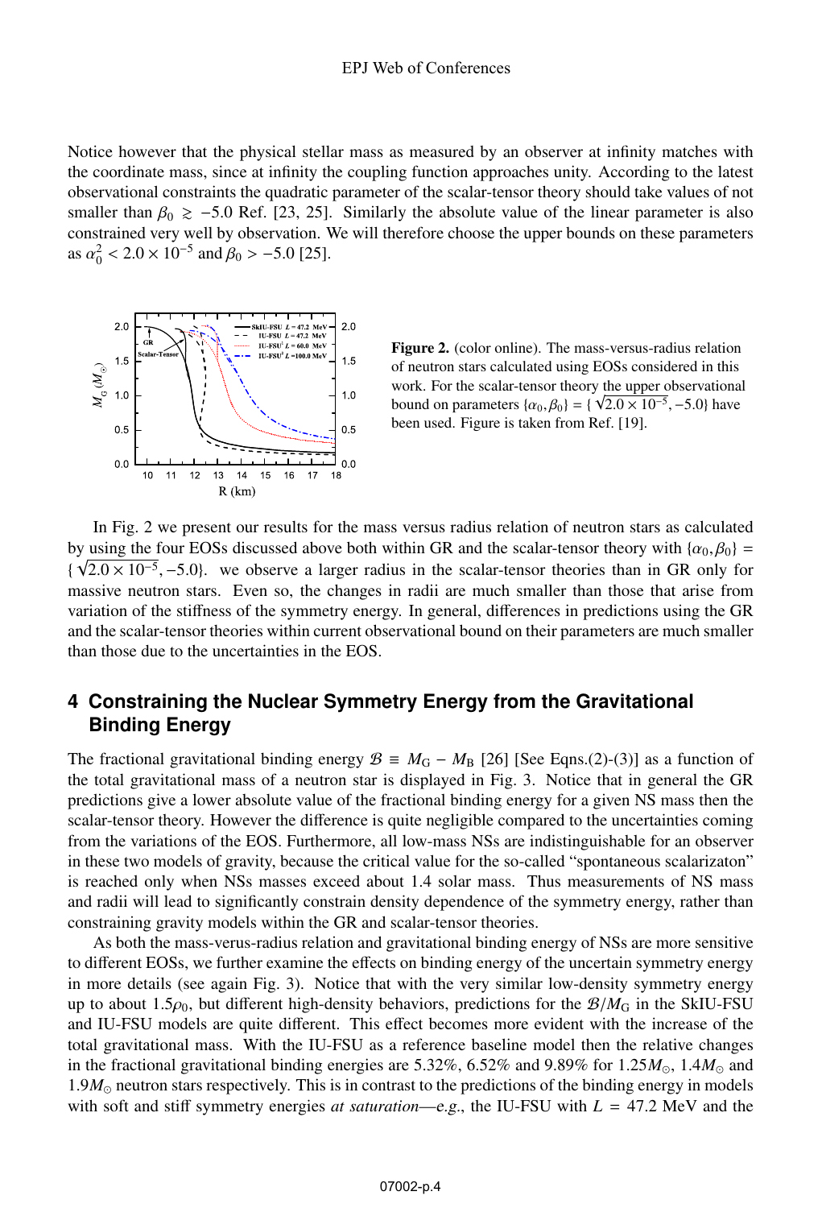Notice however that the physical stellar mass as measured by an observer at infinity matches with the coordinate mass, since at infinity the coupling function approaches unity. According to the latest observational constraints the quadratic parameter of the scalar-tensor theory should take values of not smaller than $\beta_0 \gtrsim -5.0$ Ref. [23, 25]. Similarly the absolute value of the linear parameter is also constrained very well by observation. We will therefore choose the upper bounds on these parameters as $\alpha_0^2 < 2.0 \times 10^{-5}$ and $\beta_0 > -5.0$ [25].

**Figure 2.** (color online). The mass-versus-radius relation of neutron stars calculated using EOSs considered in this work. For the scalar-tensor theory the upper observational bound on parameters $\{\alpha_0, \beta_0\} = \{\sqrt{2.0 \times 10^{-5}}, -5.0\}$ have been used. Figure is taken from Ref. [19].

In Fig. 2 we present our results for the mass versus radius relation of neutron stars as calculated by using the four EOSs discussed above both within GR and the scalar-tensor theory with $\{\alpha_0, \beta_0\} = \{\sqrt{2.0 \times 10^{-5}}, -5.0\}$. we observe a larger radius in the scalar-tensor theories than in GR only for massive neutron stars. Even so, the changes in radii are much smaller than those that arise from variation of the stiffness of the symmetry energy. In general, differences in predictions using the GR and the scalar-tensor theories within current observational bound on their parameters are much smaller than those due to the uncertainties in the EOS.

## 4 Constraining the Nuclear Symmetry Energy from the Gravitational Binding Energy

The fractional gravitational binding energy $\mathcal{B} \equiv M_G - M_B$ [26] [See Eqns.(2)-(3)] as a function of the total gravitational mass of a neutron star is displayed in Fig. 3. Notice that in general the GR predictions give a lower absolute value of the fractional binding energy for a given NS mass then the scalar-tensor theory. However the difference is quite negligible compared to the uncertainties coming from the variations of the EOS. Furthermore, all low-mass NSs are indistinguishable for an observer in these two models of gravity, because the critical value for the so-called "spontaneous scalarizaton" is reached only when NSs masses exceed about 1.4 solar mass. Thus measurements of NS mass and radii will lead to significantly constrain density dependence of the symmetry energy, rather than constraining gravity models within the GR and scalar-tensor theories.

As both the mass-verus-radius relation and gravitational binding energy of NSs are more sensitive to different EOSs, we further examine the effects on binding energy of the uncertain symmetry energy in more details (see again Fig. 3). Notice that with the very similar low-density symmetry energy up to about $1.5\rho_0$, but different high-density behaviors, predictions for the $\mathcal{B}/M_G$ in the SkIU-FSU and IU-FSU models are quite different. This effect becomes more evident with the increase of the total gravitational mass. With the IU-FSU as a reference baseline model then the relative changes in the fractional gravitational binding energies are 5.32%, 6.52% and 9.89% for $1.25M_\odot$, $1.4M_\odot$ and $1.9M_\odot$ neutron stars respectively. This is in contrast to the predictions of the binding energy in models with soft and stiff symmetry energies *at saturation*—*e.g.*, the IU-FSU with $L = 47.2$ MeV and the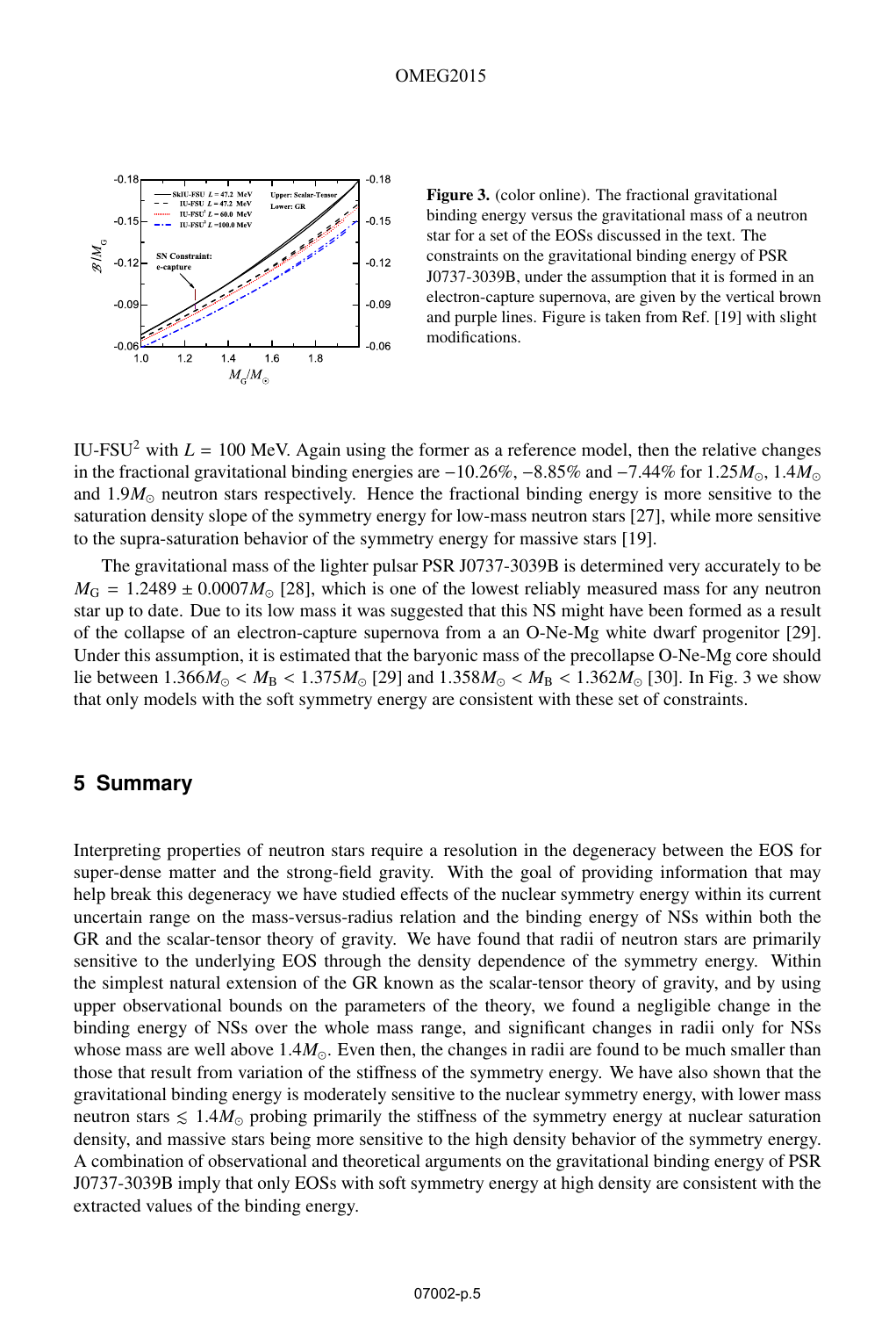Figure 3. (color online). The fractional gravitational binding energy versus the gravitational mass of a neutron star for a set of the EOSs discussed in the text. The constraints on the gravitational binding energy of PSR J0737-3039B, under the assumption that it is formed in an electron-capture supernova, are given by the vertical brown and purple lines. Figure is taken from Ref. [19] with slight modifications.

IU-FSU[2] with $L = 100$ MeV. Again using the former as a reference model, then the relative changes in the fractional gravitational binding energies are $-10.26\%$, $-8.85\%$ and $-7.44\%$ for $1.25M_{\odot}$, $1.4M_{\odot}$ and $1.9M_{\odot}$ neutron stars respectively. Hence the fractional binding energy is more sensitive to the saturation density slope of the symmetry energy for low-mass neutron stars [27], while more sensitive to the supra-saturation behavior of the symmetry energy for massive stars [19].

The gravitational mass of the lighter pulsar PSR J0737-3039B is determined very accurately to be $M_{\rm G} = 1.2489 \pm 0.0007M_{\odot}$ [28], which is one of the lowest reliably measured mass for any neutron star up to date. Due to its low mass it was suggested that this NS might have been formed as a result of the collapse of an electron-capture supernova from a an O-Ne-Mg white dwarf progenitor [29]. Under this assumption, it is estimated that the baryonic mass of the precollapse O-Ne-Mg core should lie between $1.366M_{\odot} < M_{\rm B} < 1.375M_{\odot}$ [29] and $1.358M_{\odot} < M_{\rm B} < 1.362M_{\odot}$ [30]. In Fig. 3 we show that only models with the soft symmetry energy are consistent with these set of constraints.

## 5 Summary

Interpreting properties of neutron stars require a resolution in the degeneracy between the EOS for super-dense matter and the strong-field gravity. With the goal of providing information that may help break this degeneracy we have studied effects of the nuclear symmetry energy within its current uncertain range on the mass-versus-radius relation and the binding energy of NSs within both the GR and the scalar-tensor theory of gravity. We have found that radii of neutron stars are primarily sensitive to the underlying EOS through the density dependence of the symmetry energy. Within the simplest natural extension of the GR known as the scalar-tensor theory of gravity, and by using upper observational bounds on the parameters of the theory, we found a negligible change in the binding energy of NSs over the whole mass range, and significant changes in radii only for NSs whose mass are well above $1.4M_{\odot}$. Even then, the changes in radii are found to be much smaller than those that result from variation of the stiffness of the symmetry energy. We have also shown that the gravitational binding energy is moderately sensitive to the nuclear symmetry energy, with lower mass neutron stars $\lesssim 1.4M_{\odot}$ probing primarily the stiffness of the symmetry energy at nuclear saturation density, and massive stars being more sensitive to the high density behavior of the symmetry energy. A combination of observational and theoretical arguments on the gravitational binding energy of PSR J0737-3039B imply that only EOSs with soft symmetry energy at high density are consistent with the extracted values of the binding energy.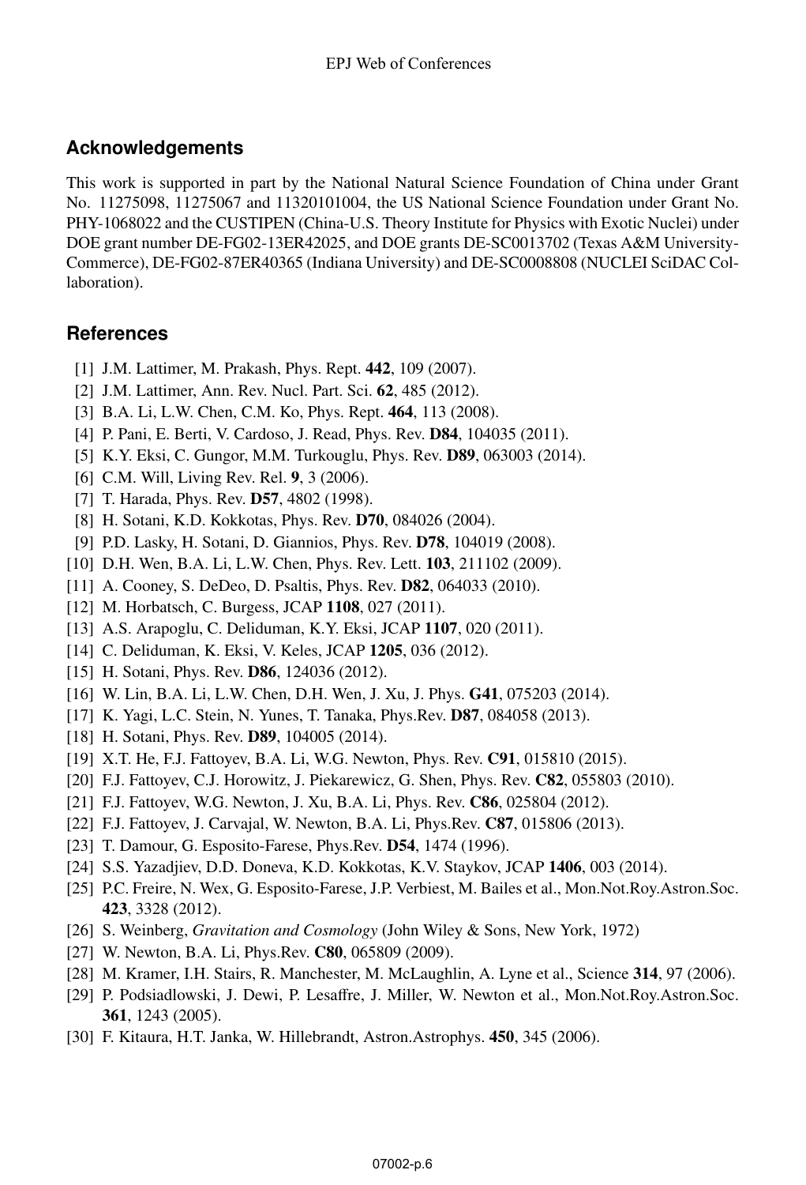## Acknowledgements

This work is supported in part by the National Natural Science Foundation of China under Grant No. 11275098, 11275067 and 11320101004, the US National Science Foundation under Grant No. PHY-1068022 and the CUSTIPEN (China-U.S. Theory Institute for Physics with Exotic Nuclei) under DOE grant number DE-FG02-13ER42025, and DOE grants DE-SC0013702 (Texas A&M University-Commerce), DE-FG02-87ER40365 (Indiana University) and DE-SC0008808 (NUCLEI SciDAC Collaboration).

## References

[1] J.M. Lattimer, M. Prakash, Phys. Rept. **442**, 109 (2007).
[2] J.M. Lattimer, Ann. Rev. Nucl. Part. Sci. **62**, 485 (2012).
[3] B.A. Li, L.W. Chen, C.M. Ko, Phys. Rept. **464**, 113 (2008).
[4] P. Pani, E. Berti, V. Cardoso, J. Read, Phys. Rev. **D84**, 104035 (2011).
[5] K.Y. Eksi, C. Gungor, M.M. Turkouglu, Phys. Rev. **D89**, 063003 (2014).
[6] C.M. Will, Living Rev. Rel. **9**, 3 (2006).
[7] T. Harada, Phys. Rev. **D57**, 4802 (1998).
[8] H. Sotani, K.D. Kokkotas, Phys. Rev. **D70**, 084026 (2004).
[9] P.D. Lasky, H. Sotani, D. Giannios, Phys. Rev. **D78**, 104019 (2008).
[10] D.H. Wen, B.A. Li, L.W. Chen, Phys. Rev. Lett. **103**, 211102 (2009).
[11] A. Cooney, S. DeDeo, D. Psaltis, Phys. Rev. **D82**, 064033 (2010).
[12] M. Horbatsch, C. Burgess, JCAP **1108**, 027 (2011).
[13] A.S. Arapoglu, C. Deliduman, K.Y. Eksi, JCAP **1107**, 020 (2011).
[14] C. Deliduman, K. Eksi, V. Keles, JCAP **1205**, 036 (2012).
[15] H. Sotani, Phys. Rev. **D86**, 124036 (2012).
[16] W. Lin, B.A. Li, L.W. Chen, D.H. Wen, J. Xu, J. Phys. **G41**, 075203 (2014).
[17] K. Yagi, L.C. Stein, N. Yunes, T. Tanaka, Phys.Rev. **D87**, 084058 (2013).
[18] H. Sotani, Phys. Rev. **D89**, 104005 (2014).
[19] X.T. He, F.J. Fattoyev, B.A. Li, W.G. Newton, Phys. Rev. **C91**, 015810 (2015).
[20] F.J. Fattoyev, C.J. Horowitz, J. Piekarewicz, G. Shen, Phys. Rev. **C82**, 055803 (2010).
[21] F.J. Fattoyev, W.G. Newton, J. Xu, B.A. Li, Phys. Rev. **C86**, 025804 (2012).
[22] F.J. Fattoyev, J. Carvajal, W. Newton, B.A. Li, Phys.Rev. **C87**, 015806 (2013).
[23] T. Damour, G. Esposito-Farese, Phys.Rev. **D54**, 1474 (1996).
[24] S.S. Yazadjiev, D.D. Doneva, K.D. Kokkotas, K.V. Staykov, JCAP **1406**, 003 (2014).
[25] P.C. Freire, N. Wex, G. Esposito-Farese, J.P. Verbiest, M. Bailes et al., Mon.Not.Roy.Astron.Soc. **423**, 3328 (2012).
[26] S. Weinberg, *Gravitation and Cosmology* (John Wiley & Sons, New York, 1972)
[27] W. Newton, B.A. Li, Phys.Rev. **C80**, 065809 (2009).
[28] M. Kramer, I.H. Stairs, R. Manchester, M. McLaughlin, A. Lyne et al., Science **314**, 97 (2006).
[29] P. Podsiadlowski, J. Dewi, P. Lesaffre, J. Miller, W. Newton et al., Mon.Not.Roy.Astron.Soc. **361**, 1243 (2005).
[30] F. Kitaura, H.T. Janka, W. Hillebrandt, Astron.Astrophys. **450**, 345 (2006).